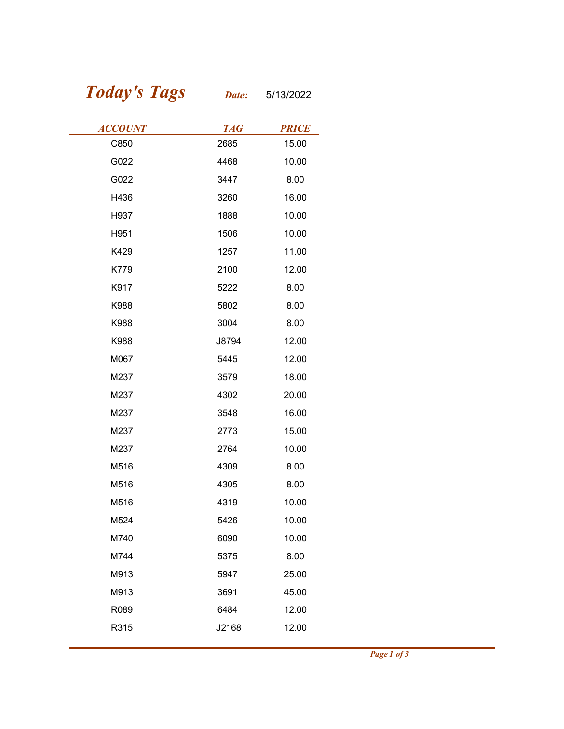# *Today's Tags*

***Date:*** 5/13/2022

| ACCOUNT | TAG | PRICE |
|---|---|---|
| C850 | 2685 | 15.00 |
| G022 | 4468 | 10.00 |
| G022 | 3447 | 8.00 |
| H436 | 3260 | 16.00 |
| H937 | 1888 | 10.00 |
| H951 | 1506 | 10.00 |
| K429 | 1257 | 11.00 |
| K779 | 2100 | 12.00 |
| K917 | 5222 | 8.00 |
| K988 | 5802 | 8.00 |
| K988 | 3004 | 8.00 |
| K988 | J8794 | 12.00 |
| M067 | 5445 | 12.00 |
| M237 | 3579 | 18.00 |
| M237 | 4302 | 20.00 |
| M237 | 3548 | 16.00 |
| M237 | 2773 | 15.00 |
| M237 | 2764 | 10.00 |
| M516 | 4309 | 8.00 |
| M516 | 4305 | 8.00 |
| M516 | 4319 | 10.00 |
| M524 | 5426 | 10.00 |
| M740 | 6090 | 10.00 |
| M744 | 5375 | 8.00 |
| M913 | 5947 | 25.00 |
| M913 | 3691 | 45.00 |
| R089 | 6484 | 12.00 |
| R315 | J2168 | 12.00 |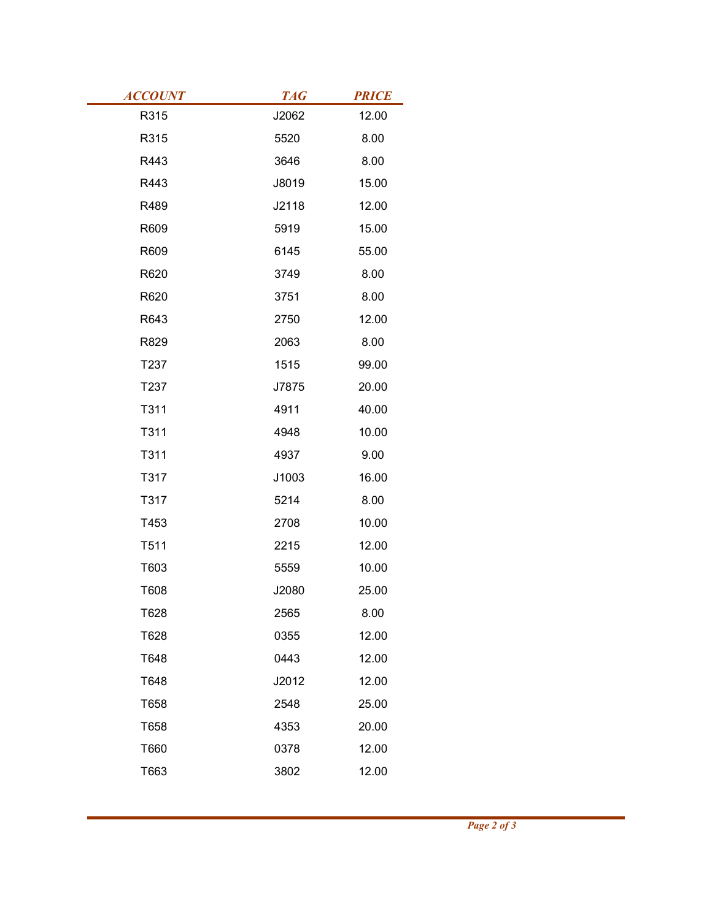| ACCOUNT | TAG | PRICE |
| --- | --- | --- |
| R315 | J2062 | 12.00 |
| R315 | 5520 | 8.00 |
| R443 | 3646 | 8.00 |
| R443 | J8019 | 15.00 |
| R489 | J2118 | 12.00 |
| R609 | 5919 | 15.00 |
| R609 | 6145 | 55.00 |
| R620 | 3749 | 8.00 |
| R620 | 3751 | 8.00 |
| R643 | 2750 | 12.00 |
| R829 | 2063 | 8.00 |
| T237 | 1515 | 99.00 |
| T237 | J7875 | 20.00 |
| T311 | 4911 | 40.00 |
| T311 | 4948 | 10.00 |
| T311 | 4937 | 9.00 |
| T317 | J1003 | 16.00 |
| T317 | 5214 | 8.00 |
| T453 | 2708 | 10.00 |
| T511 | 2215 | 12.00 |
| T603 | 5559 | 10.00 |
| T608 | J2080 | 25.00 |
| T628 | 2565 | 8.00 |
| T628 | 0355 | 12.00 |
| T648 | 0443 | 12.00 |
| T648 | J2012 | 12.00 |
| T658 | 2548 | 25.00 |
| T658 | 4353 | 20.00 |
| T660 | 0378 | 12.00 |
| T663 | 3802 | 12.00 |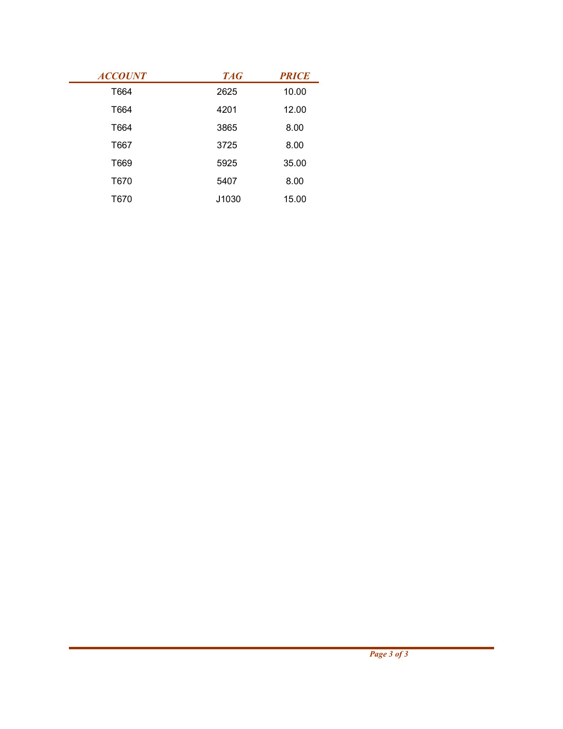| ACCOUNT | TAG | PRICE |
| --- | --- | --- |
| T664 | 2625 | 10.00 |
| T664 | 4201 | 12.00 |
| T664 | 3865 | 8.00 |
| T667 | 3725 | 8.00 |
| T669 | 5925 | 35.00 |
| T670 | 5407 | 8.00 |
| T670 | J1030 | 15.00 |